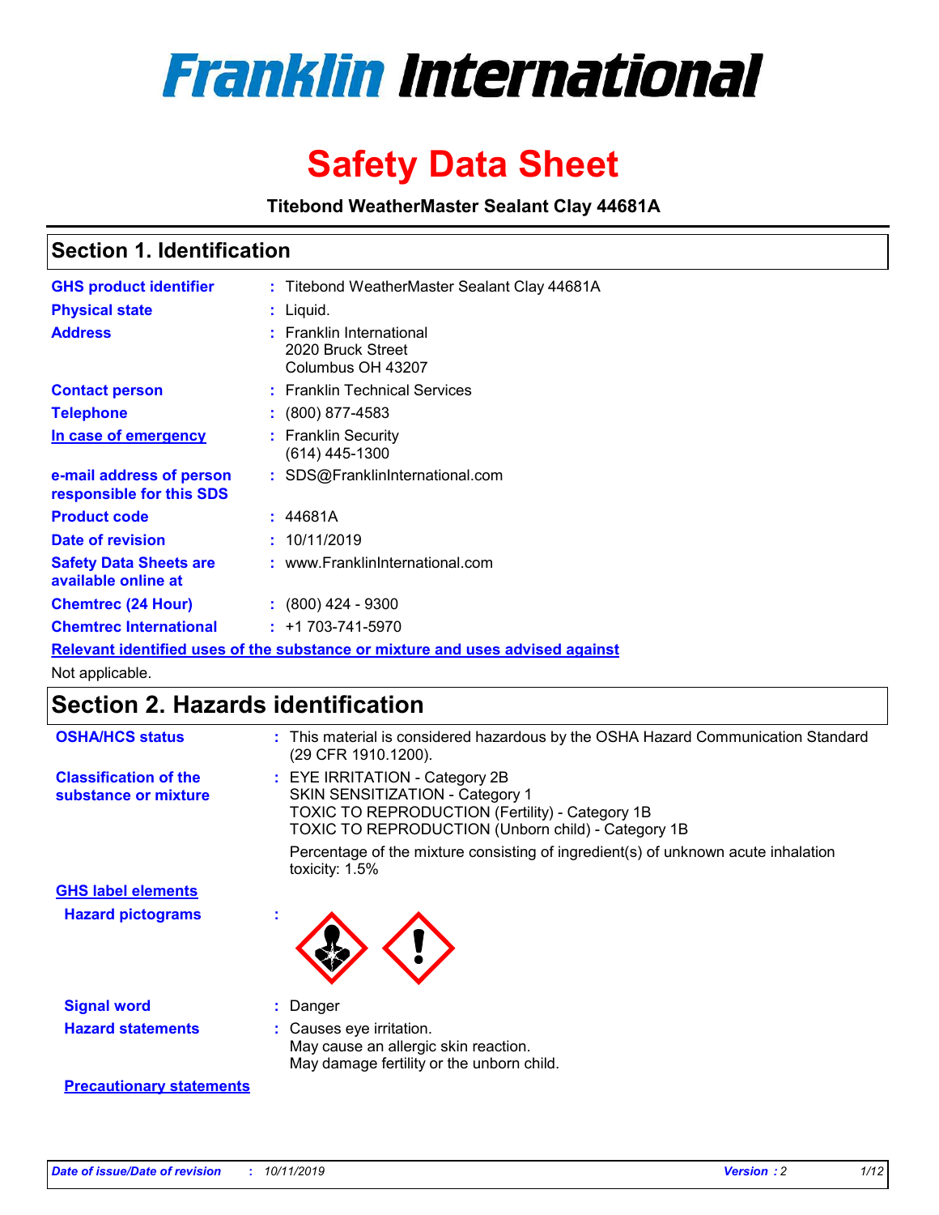# Franklin International

# Safety Data Sheet

**Titebond WeatherMaster Sealant Clay 44681A**

## Section 1. Identification

| | | |
|---|---|---|
| **GHS product identifier** | : | Titebond WeatherMaster Sealant Clay 44681A |
| **Physical state** | : | Liquid. |
| **Address** | : | Franklin International<br>2020 Bruck Street<br>Columbus OH 43207 |
| **Contact person** | : | Franklin Technical Services |
| **Telephone** | : | (800) 877-4583 |
| **In case of emergency** | : | Franklin Security<br>(614) 445-1300 |
| **e-mail address of person responsible for this SDS** | : | SDS@FranklinInternational.com |
| **Product code** | : | 44681A |
| **Date of revision** | : | 10/11/2019 |
| **Safety Data Sheets are available online at** | : | www.FranklinInternational.com |
| **Chemtrec (24 Hour)** | : | (800) 424 - 9300 |
| **Chemtrec International** | : | +1 703-741-5970 |

**Relevant identified uses of the substance or mixture and uses advised against**

Not applicable.

## Section 2. Hazards identification

| | | |
|---|---|---|
| **OSHA/HCS status** | : | This material is considered hazardous by the OSHA Hazard Communication Standard (29 CFR 1910.1200). |
| **Classification of the substance or mixture** | : | EYE IRRITATION - Category 2B<br>SKIN SENSITIZATION - Category 1<br>TOXIC TO REPRODUCTION (Fertility) - Category 1B<br>TOXIC TO REPRODUCTION (Unborn child) - Category 1B<br><br>Percentage of the mixture consisting of ingredient(s) of unknown acute inhalation toxicity: 1.5% |

**GHS label elements**

| | | |
|---|---|---|
| **Hazard pictograms** | : | |
| **Signal word** | : | Danger |
| **Hazard statements** | : | Causes eye irritation.<br>May cause an allergic skin reaction.<br>May damage fertility or the unborn child. |

**Precautionary statements**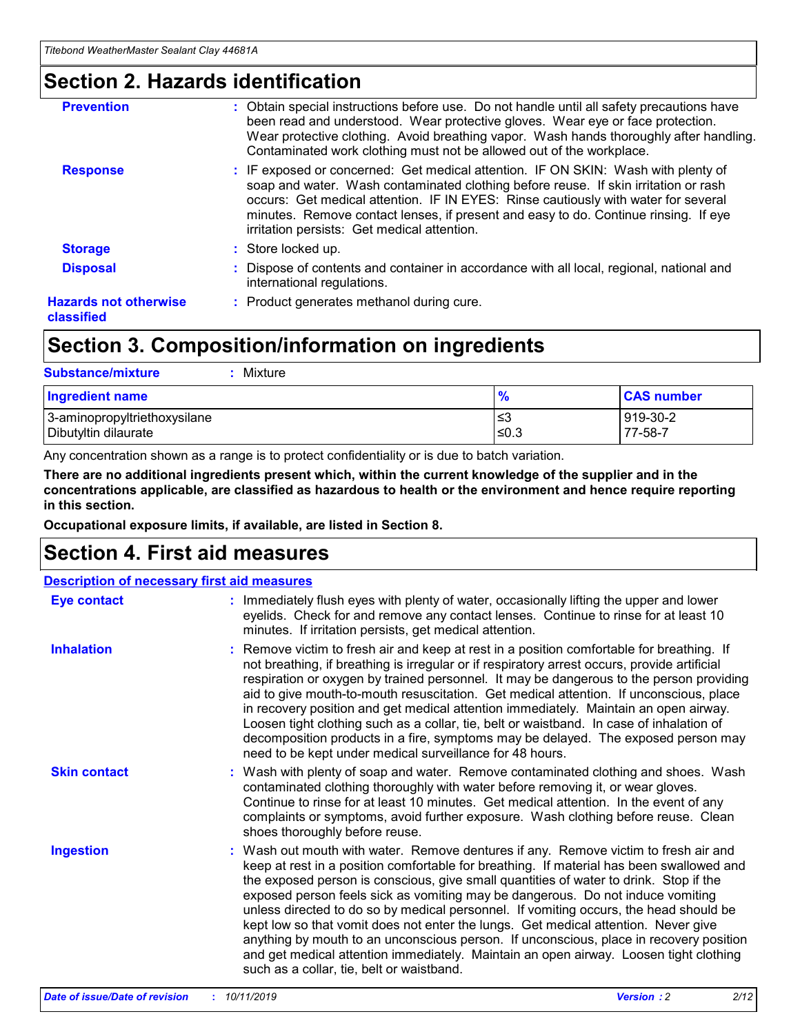## Section 2. Hazards identification

**Prevention** : Obtain special instructions before use. Do not handle until all safety precautions have been read and understood. Wear protective gloves. Wear eye or face protection. Wear protective clothing. Avoid breathing vapor. Wash hands thoroughly after handling. Contaminated work clothing must not be allowed out of the workplace.

**Response** : IF exposed or concerned: Get medical attention. IF ON SKIN: Wash with plenty of soap and water. Wash contaminated clothing before reuse. If skin irritation or rash occurs: Get medical attention. IF IN EYES: Rinse cautiously with water for several minutes. Remove contact lenses, if present and easy to do. Continue rinsing. If eye irritation persists: Get medical attention.

**Storage** : Store locked up.

**Disposal** : Dispose of contents and container in accordance with all local, regional, national and international regulations.

**Hazards not otherwise classified** : Product generates methanol during cure.

## Section 3. Composition/information on ingredients

**Substance/mixture** : Mixture

| Ingredient name | % | CAS number |
|---|---|---|
| 3-aminopropyltriethoxysilane | ≤3 | 919-30-2 |
| Dibutyltin dilaurate | ≤0.3 | 77-58-7 |

Any concentration shown as a range is to protect confidentiality or is due to batch variation.

**There are no additional ingredients present which, within the current knowledge of the supplier and in the concentrations applicable, are classified as hazardous to health or the environment and hence require reporting in this section.**

**Occupational exposure limits, if available, are listed in Section 8.**

## Section 4. First aid measures

**Description of necessary first aid measures**

**Eye contact** : Immediately flush eyes with plenty of water, occasionally lifting the upper and lower eyelids. Check for and remove any contact lenses. Continue to rinse for at least 10 minutes. If irritation persists, get medical attention.

**Inhalation** : Remove victim to fresh air and keep at rest in a position comfortable for breathing. If not breathing, if breathing is irregular or if respiratory arrest occurs, provide artificial respiration or oxygen by trained personnel. It may be dangerous to the person providing aid to give mouth-to-mouth resuscitation. Get medical attention. If unconscious, place in recovery position and get medical attention immediately. Maintain an open airway. Loosen tight clothing such as a collar, tie, belt or waistband. In case of inhalation of decomposition products in a fire, symptoms may be delayed. The exposed person may need to be kept under medical surveillance for 48 hours.

**Skin contact** : Wash with plenty of soap and water. Remove contaminated clothing and shoes. Wash contaminated clothing thoroughly with water before removing it, or wear gloves. Continue to rinse for at least 10 minutes. Get medical attention. In the event of any complaints or symptoms, avoid further exposure. Wash clothing before reuse. Clean shoes thoroughly before reuse.

**Ingestion** : Wash out mouth with water. Remove dentures if any. Remove victim to fresh air and keep at rest in a position comfortable for breathing. If material has been swallowed and the exposed person is conscious, give small quantities of water to drink. Stop if the exposed person feels sick as vomiting may be dangerous. Do not induce vomiting unless directed to do so by medical personnel. If vomiting occurs, the head should be kept low so that vomit does not enter the lungs. Get medical attention. Never give anything by mouth to an unconscious person. If unconscious, place in recovery position and get medical attention immediately. Maintain an open airway. Loosen tight clothing such as a collar, tie, belt or waistband.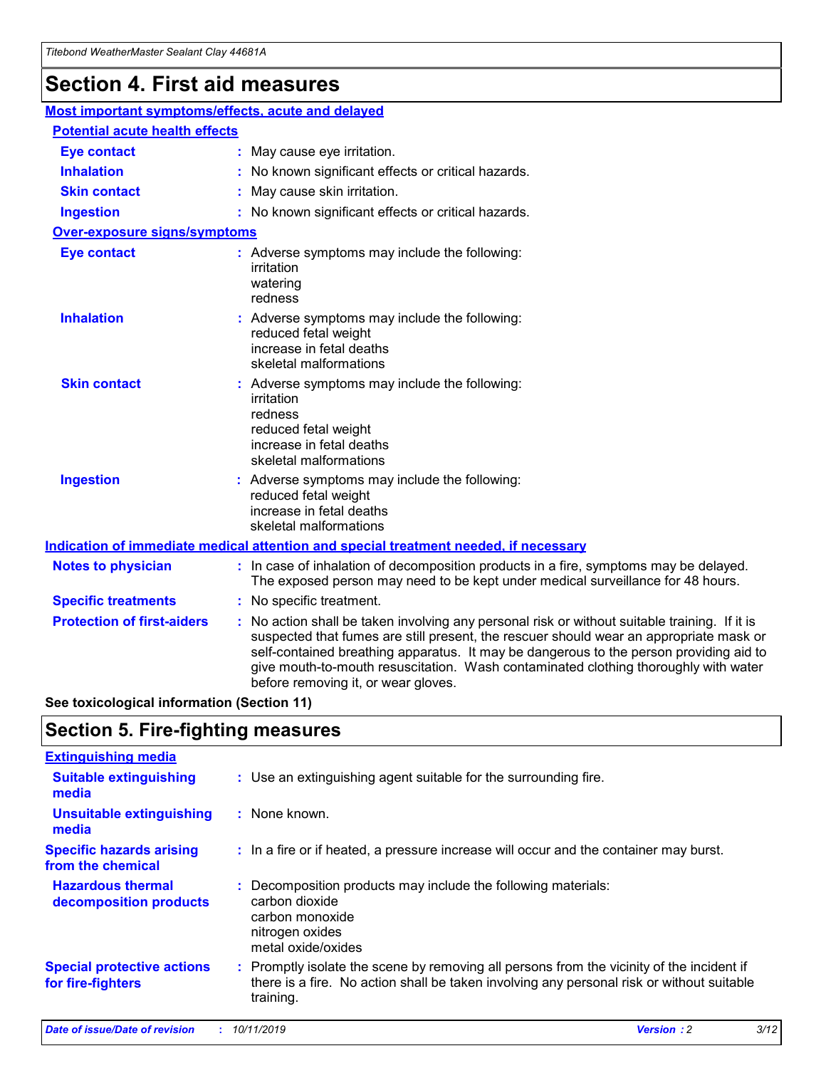# Section 4. First aid measures

**Most important symptoms/effects, acute and delayed**

**Potential acute health effects**

| | |
|---|---|
| **Eye contact** | : May cause eye irritation. |
| **Inhalation** | : No known significant effects or critical hazards. |
| **Skin contact** | : May cause skin irritation. |
| **Ingestion** | : No known significant effects or critical hazards. |

**Over-exposure signs/symptoms**

| | |
|---|---|
| **Eye contact** | : Adverse symptoms may include the following: irritation watering redness |
| **Inhalation** | : Adverse symptoms may include the following: reduced fetal weight increase in fetal deaths skeletal malformations |
| **Skin contact** | : Adverse symptoms may include the following: irritation redness reduced fetal weight increase in fetal deaths skeletal malformations |
| **Ingestion** | : Adverse symptoms may include the following: reduced fetal weight increase in fetal deaths skeletal malformations |

**Indication of immediate medical attention and special treatment needed, if necessary**

| | |
|---|---|
| **Notes to physician** | : In case of inhalation of decomposition products in a fire, symptoms may be delayed. The exposed person may need to be kept under medical surveillance for 48 hours. |
| **Specific treatments** | : No specific treatment. |
| **Protection of first-aiders** | : No action shall be taken involving any personal risk or without suitable training. If it is suspected that fumes are still present, the rescuer should wear an appropriate mask or self-contained breathing apparatus. It may be dangerous to the person providing aid to give mouth-to-mouth resuscitation. Wash contaminated clothing thoroughly with water before removing it, or wear gloves. |

**See toxicological information (Section 11)**

# Section 5. Fire-fighting measures

**Extinguishing media**

| | |
|---|---|
| **Suitable extinguishing media** | : Use an extinguishing agent suitable for the surrounding fire. |
| **Unsuitable extinguishing media** | : None known. |
| **Specific hazards arising from the chemical** | : In a fire or if heated, a pressure increase will occur and the container may burst. |
| **Hazardous thermal decomposition products** | : Decomposition products may include the following materials: carbon dioxide carbon monoxide nitrogen oxides metal oxide/oxides |
| **Special protective actions for fire-fighters** | : Promptly isolate the scene by removing all persons from the vicinity of the incident if there is a fire. No action shall be taken involving any personal risk or without suitable training. |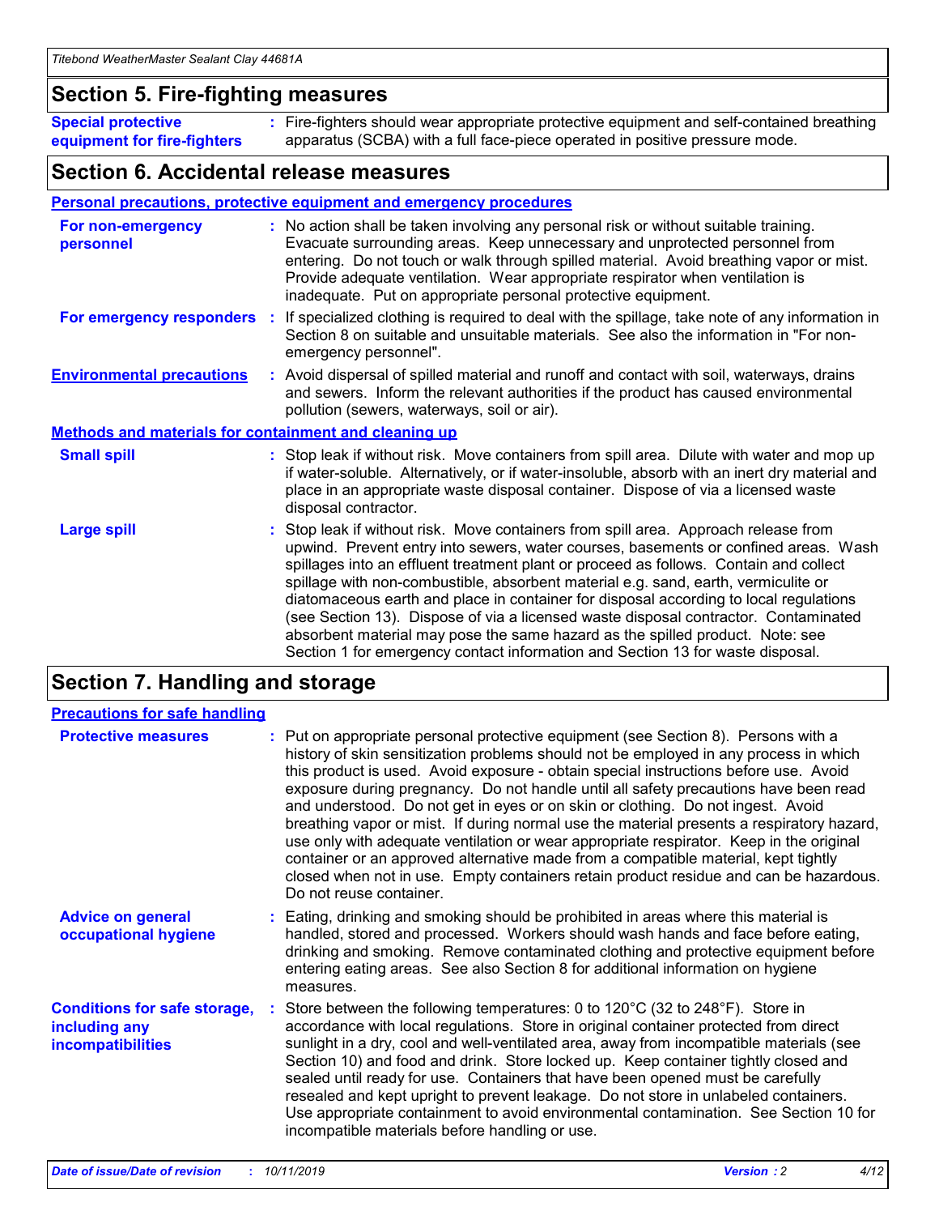## Section 5. Fire-fighting measures

**Special protective equipment for fire-fighters** : Fire-fighters should wear appropriate protective equipment and self-contained breathing apparatus (SCBA) with a full face-piece operated in positive pressure mode.

## Section 6. Accidental release measures

### Personal precautions, protective equipment and emergency procedures

**For non-emergency personnel** : No action shall be taken involving any personal risk or without suitable training. Evacuate surrounding areas. Keep unnecessary and unprotected personnel from entering. Do not touch or walk through spilled material. Avoid breathing vapor or mist. Provide adequate ventilation. Wear appropriate respirator when ventilation is inadequate. Put on appropriate personal protective equipment.

**For emergency responders** : If specialized clothing is required to deal with the spillage, take note of any information in Section 8 on suitable and unsuitable materials. See also the information in "For non-emergency personnel".

**Environmental precautions** : Avoid dispersal of spilled material and runoff and contact with soil, waterways, drains and sewers. Inform the relevant authorities if the product has caused environmental pollution (sewers, waterways, soil or air).

### Methods and materials for containment and cleaning up

**Small spill** : Stop leak if without risk. Move containers from spill area. Dilute with water and mop up if water-soluble. Alternatively, or if water-insoluble, absorb with an inert dry material and place in an appropriate waste disposal container. Dispose of via a licensed waste disposal contractor.

**Large spill** : Stop leak if without risk. Move containers from spill area. Approach release from upwind. Prevent entry into sewers, water courses, basements or confined areas. Wash spillages into an effluent treatment plant or proceed as follows. Contain and collect spillage with non-combustible, absorbent material e.g. sand, earth, vermiculite or diatomaceous earth and place in container for disposal according to local regulations (see Section 13). Dispose of via a licensed waste disposal contractor. Contaminated absorbent material may pose the same hazard as the spilled product. Note: see Section 1 for emergency contact information and Section 13 for waste disposal.

## Section 7. Handling and storage

### Precautions for safe handling

**Protective measures** : Put on appropriate personal protective equipment (see Section 8). Persons with a history of skin sensitization problems should not be employed in any process in which this product is used. Avoid exposure - obtain special instructions before use. Avoid exposure during pregnancy. Do not handle until all safety precautions have been read and understood. Do not get in eyes or on skin or clothing. Do not ingest. Avoid breathing vapor or mist. If during normal use the material presents a respiratory hazard, use only with adequate ventilation or wear appropriate respirator. Keep in the original container or an approved alternative made from a compatible material, kept tightly closed when not in use. Empty containers retain product residue and can be hazardous. Do not reuse container.

**Advice on general occupational hygiene** : Eating, drinking and smoking should be prohibited in areas where this material is handled, stored and processed. Workers should wash hands and face before eating, drinking and smoking. Remove contaminated clothing and protective equipment before entering eating areas. See also Section 8 for additional information on hygiene measures.

**Conditions for safe storage, including any incompatibilities** : Store between the following temperatures: 0 to 120°C (32 to 248°F). Store in accordance with local regulations. Store in original container protected from direct sunlight in a dry, cool and well-ventilated area, away from incompatible materials (see Section 10) and food and drink. Store locked up. Keep container tightly closed and sealed until ready for use. Containers that have been opened must be carefully resealed and kept upright to prevent leakage. Do not store in unlabeled containers. Use appropriate containment to avoid environmental contamination. See Section 10 for incompatible materials before handling or use.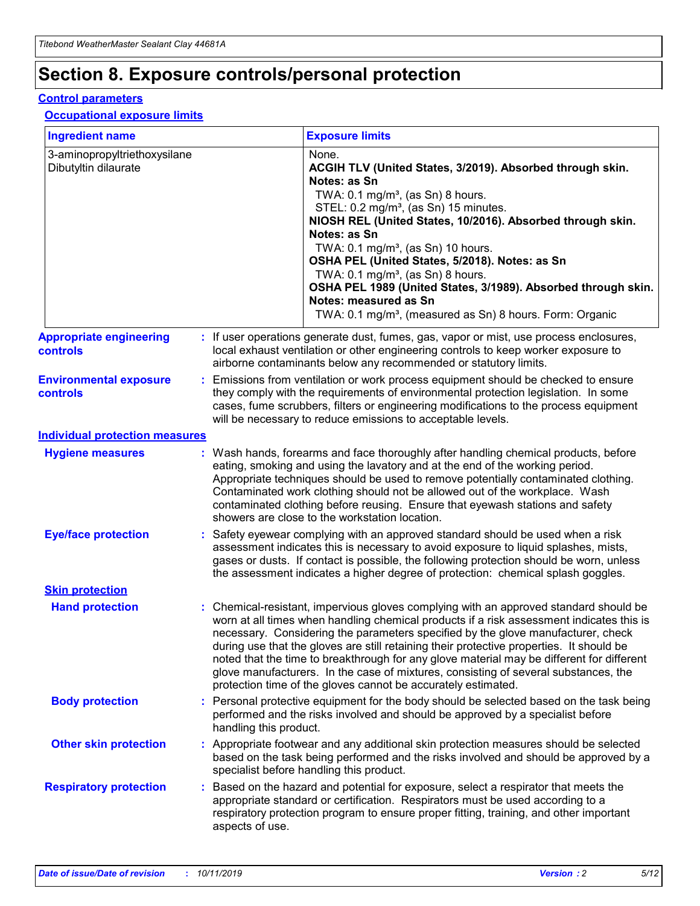# Section 8. Exposure controls/personal protection

## Control parameters

### Occupational exposure limits

| Ingredient name | Exposure limits |
|---|---|
| 3-aminopropyltriethoxysilane<br>Dibutyltin dilaurate | None.<br>**ACGIH TLV (United States, 3/2019). Absorbed through skin. Notes: as Sn**<br>TWA: 0.1 mg/m³, (as Sn) 8 hours.<br>STEL: 0.2 mg/m³, (as Sn) 15 minutes.<br>**NIOSH REL (United States, 10/2016). Absorbed through skin. Notes: as Sn**<br>TWA: 0.1 mg/m³, (as Sn) 10 hours.<br>**OSHA PEL (United States, 5/2018). Notes: as Sn**<br>TWA: 0.1 mg/m³, (as Sn) 8 hours.<br>**OSHA PEL 1989 (United States, 3/1989). Absorbed through skin. Notes: measured as Sn**<br>TWA: 0.1 mg/m³, (measured as Sn) 8 hours. Form: Organic |

**Appropriate engineering controls** : If user operations generate dust, fumes, gas, vapor or mist, use process enclosures, local exhaust ventilation or other engineering controls to keep worker exposure to airborne contaminants below any recommended or statutory limits.

**Environmental exposure controls** : Emissions from ventilation or work process equipment should be checked to ensure they comply with the requirements of environmental protection legislation. In some cases, fume scrubbers, filters or engineering modifications to the process equipment will be necessary to reduce emissions to acceptable levels.

## Individual protection measures

**Hygiene measures** : Wash hands, forearms and face thoroughly after handling chemical products, before eating, smoking and using the lavatory and at the end of the working period. Appropriate techniques should be used to remove potentially contaminated clothing. Contaminated work clothing should not be allowed out of the workplace. Wash contaminated clothing before reusing. Ensure that eyewash stations and safety showers are close to the workstation location.

**Eye/face protection** : Safety eyewear complying with an approved standard should be used when a risk assessment indicates this is necessary to avoid exposure to liquid splashes, mists, gases or dusts. If contact is possible, the following protection should be worn, unless the assessment indicates a higher degree of protection: chemical splash goggles.

### Skin protection

**Hand protection** : Chemical-resistant, impervious gloves complying with an approved standard should be worn at all times when handling chemical products if a risk assessment indicates this is necessary. Considering the parameters specified by the glove manufacturer, check during use that the gloves are still retaining their protective properties. It should be noted that the time to breakthrough for any glove material may be different for different glove manufacturers. In the case of mixtures, consisting of several substances, the protection time of the gloves cannot be accurately estimated.

**Body protection** : Personal protective equipment for the body should be selected based on the task being performed and the risks involved and should be approved by a specialist before handling this product.

**Other skin protection** : Appropriate footwear and any additional skin protection measures should be selected based on the task being performed and the risks involved and should be approved by a specialist before handling this product.

**Respiratory protection** : Based on the hazard and potential for exposure, select a respirator that meets the appropriate standard or certification. Respirators must be used according to a respiratory protection program to ensure proper fitting, training, and other important aspects of use.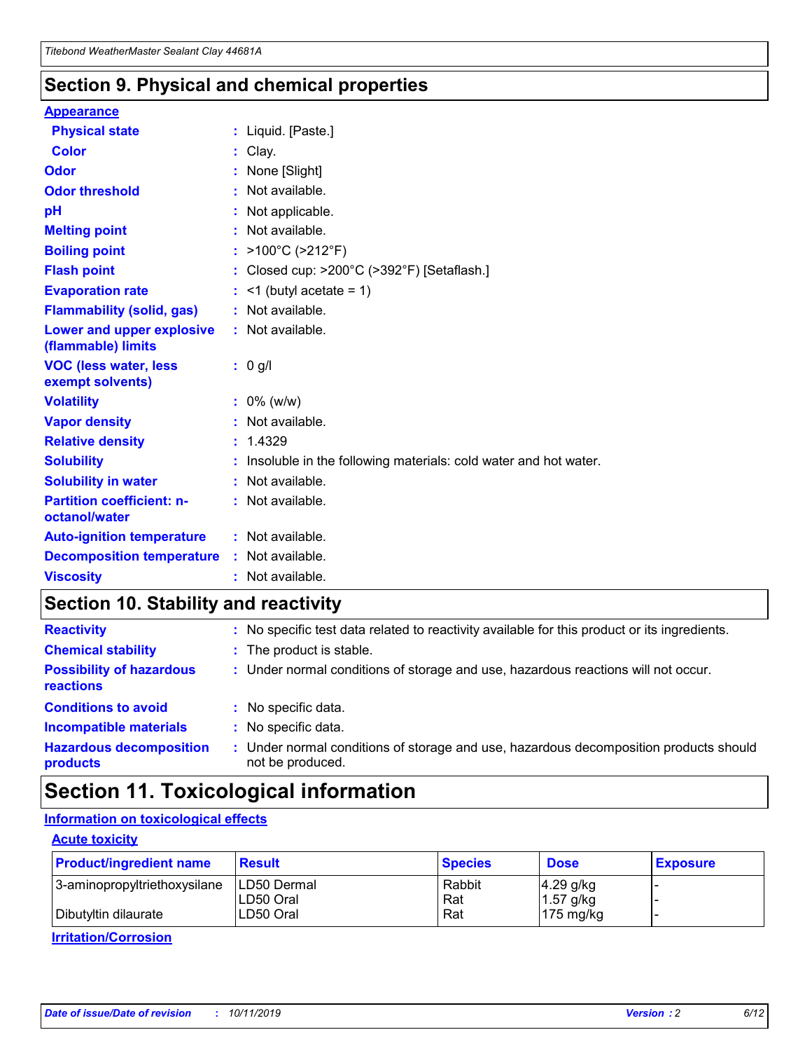## Section 9. Physical and chemical properties

**Appearance**

| | | |
|---|---|---|
| **Physical state** | : | Liquid. [Paste.] |
| **Color** | : | Clay. |
| **Odor** | : | None [Slight] |
| **Odor threshold** | : | Not available. |
| **pH** | : | Not applicable. |
| **Melting point** | : | Not available. |
| **Boiling point** | : | >100°C (>212°F) |
| **Flash point** | : | Closed cup: >200°C (>392°F) [Setaflash.] |
| **Evaporation rate** | : | <1 (butyl acetate = 1) |
| **Flammability (solid, gas)** | : | Not available. |
| **Lower and upper explosive (flammable) limits** | : | Not available. |
| **VOC (less water, less exempt solvents)** | : | 0 g/l |
| **Volatility** | : | 0% (w/w) |
| **Vapor density** | : | Not available. |
| **Relative density** | : | 1.4329 |
| **Solubility** | : | Insoluble in the following materials: cold water and hot water. |
| **Solubility in water** | : | Not available. |
| **Partition coefficient: n-octanol/water** | : | Not available. |
| **Auto-ignition temperature** | : | Not available. |
| **Decomposition temperature** | : | Not available. |
| **Viscosity** | : | Not available. |

## Section 10. Stability and reactivity

| | | |
|---|---|---|
| **Reactivity** | : | No specific test data related to reactivity available for this product or its ingredients. |
| **Chemical stability** | : | The product is stable. |
| **Possibility of hazardous reactions** | : | Under normal conditions of storage and use, hazardous reactions will not occur. |
| **Conditions to avoid** | : | No specific data. |
| **Incompatible materials** | : | No specific data. |
| **Hazardous decomposition products** | : | Under normal conditions of storage and use, hazardous decomposition products should not be produced. |

## Section 11. Toxicological information

**Information on toxicological effects**

**Acute toxicity**

| Product/ingredient name | Result | Species | Dose | Exposure |
|---|---|---|---|---|
| 3-aminopropyltriethoxysilane | LD50 Dermal | Rabbit | 4.29 g/kg | - |
| | LD50 Oral | Rat | 1.57 g/kg | - |
| Dibutyltin dilaurate | LD50 Oral | Rat | 175 mg/kg | - |

**Irritation/Corrosion**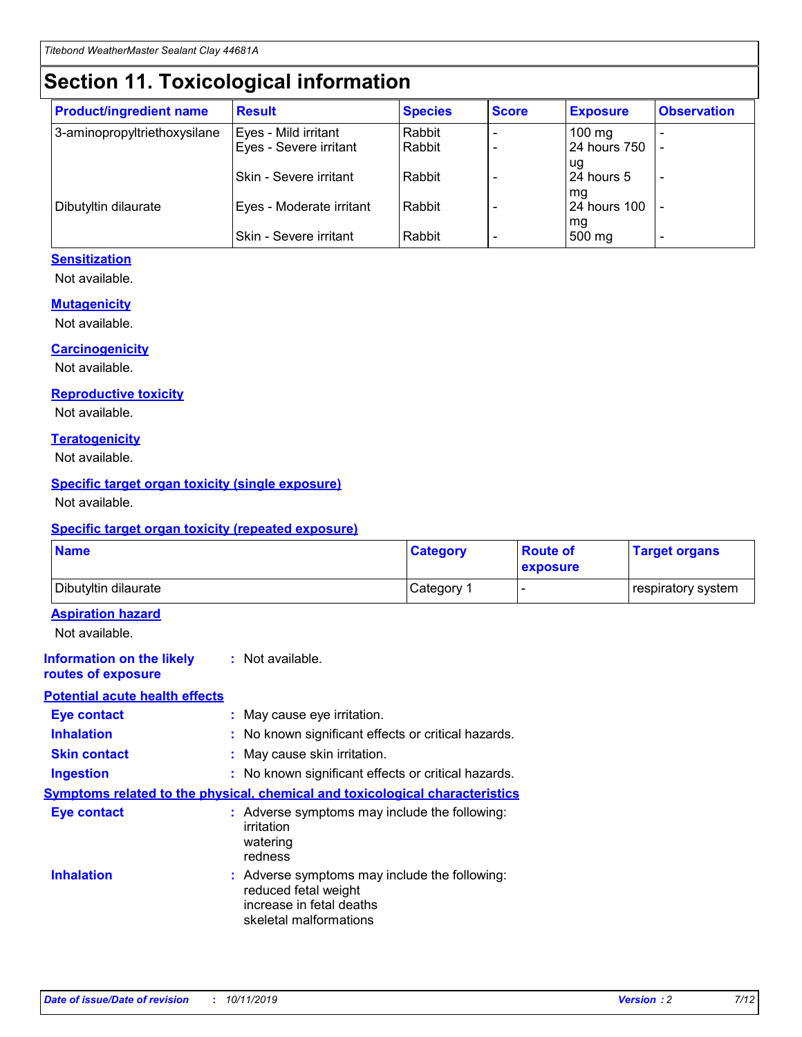# Section 11. Toxicological information

| Product/ingredient name | Result | Species | Score | Exposure | Observation |
|---|---|---|---|---|---|
| 3-aminopropyltriethoxysilane | Eyes - Mild irritant | Rabbit | - | 100 mg | - |
| | Eyes - Severe irritant | Rabbit | - | 24 hours 750 ug | - |
| | Skin - Severe irritant | Rabbit | - | 24 hours 5 mg | - |
| Dibutyltin dilaurate | Eyes - Moderate irritant | Rabbit | - | 24 hours 100 mg | - |
| | Skin - Severe irritant | Rabbit | - | 500 mg | - |

**Sensitization**

Not available.

**Mutagenicity**

Not available.

**Carcinogenicity**

Not available.

**Reproductive toxicity**

Not available.

**Teratogenicity**

Not available.

**Specific target organ toxicity (single exposure)**

Not available.

**Specific target organ toxicity (repeated exposure)**

| Name | Category | Route of exposure | Target organs |
|---|---|---|---|
| Dibutyltin dilaurate | Category 1 | - | respiratory system |

**Aspiration hazard**

Not available.

**Information on the likely routes of exposure** : Not available.

**Potential acute health effects**

**Eye contact** : May cause eye irritation.

**Inhalation** : No known significant effects or critical hazards.

**Skin contact** : May cause skin irritation.

**Ingestion** : No known significant effects or critical hazards.

**Symptoms related to the physical, chemical and toxicological characteristics**

**Eye contact** : Adverse symptoms may include the following:
irritation
watering
redness

**Inhalation** : Adverse symptoms may include the following:
reduced fetal weight
increase in fetal deaths
skeletal malformations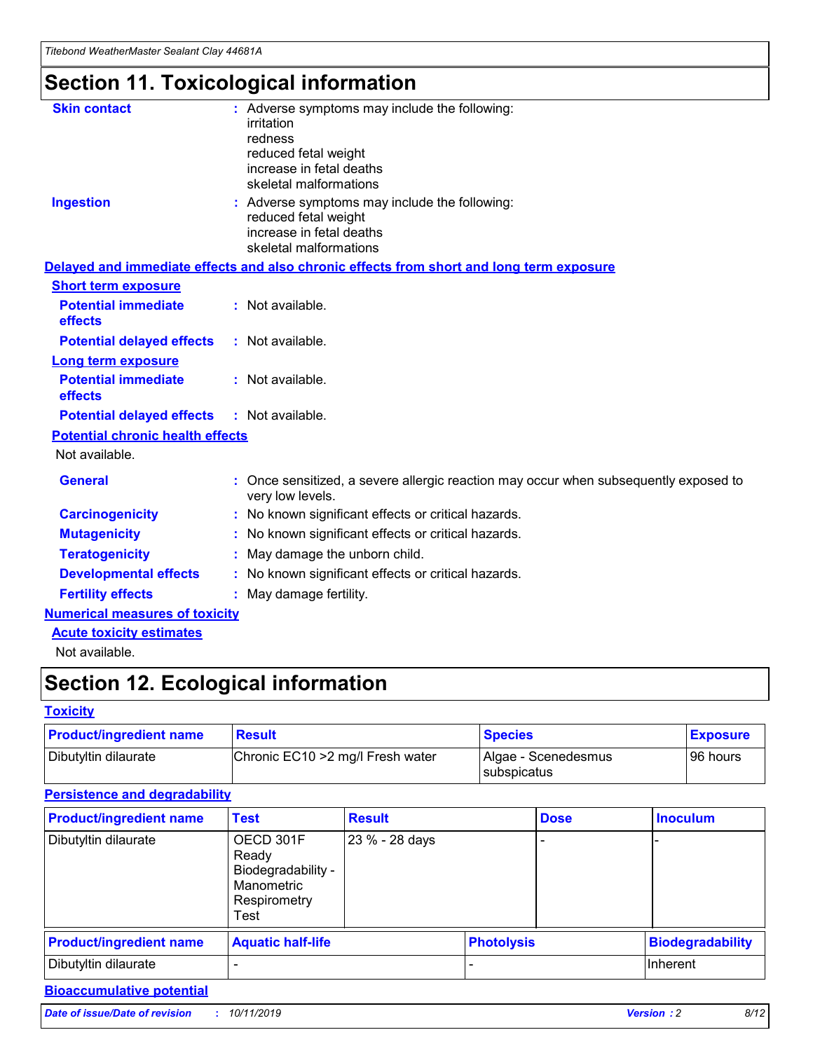# Section 11. Toxicological information

**Skin contact** : Adverse symptoms may include the following:
irritation
redness
reduced fetal weight
increase in fetal deaths
skeletal malformations

**Ingestion** : Adverse symptoms may include the following:
reduced fetal weight
increase in fetal deaths
skeletal malformations

## Delayed and immediate effects and also chronic effects from short and long term exposure

### Short term exposure

**Potential immediate effects** : Not available.

**Potential delayed effects** : Not available.

### Long term exposure

**Potential immediate effects** : Not available.

**Potential delayed effects** : Not available.

### Potential chronic health effects

Not available.

**General** : Once sensitized, a severe allergic reaction may occur when subsequently exposed to very low levels.

**Carcinogenicity** : No known significant effects or critical hazards.

**Mutagenicity** : No known significant effects or critical hazards.

**Teratogenicity** : May damage the unborn child.

**Developmental effects** : No known significant effects or critical hazards.

**Fertility effects** : May damage fertility.

## Numerical measures of toxicity

### Acute toxicity estimates

Not available.

# Section 12. Ecological information

## Toxicity

| Product/ingredient name | Result | Species | Exposure |
|---|---|---|---|
| Dibutyltin dilaurate | Chronic EC10 >2 mg/l Fresh water | Algae - Scenedesmus subspicatus | 96 hours |

## Persistence and degradability

| Product/ingredient name | Test | Result | Dose | Inoculum |
|---|---|---|---|---|
| Dibutyltin dilaurate | OECD 301F Ready Biodegradability - Manometric Respirometry Test | 23 % - 28 days | - | - |

| Product/ingredient name | Aquatic half-life | Photolysis | Biodegradability |
|---|---|---|---|
| Dibutyltin dilaurate | - | - | Inherent |

## Bioaccumulative potential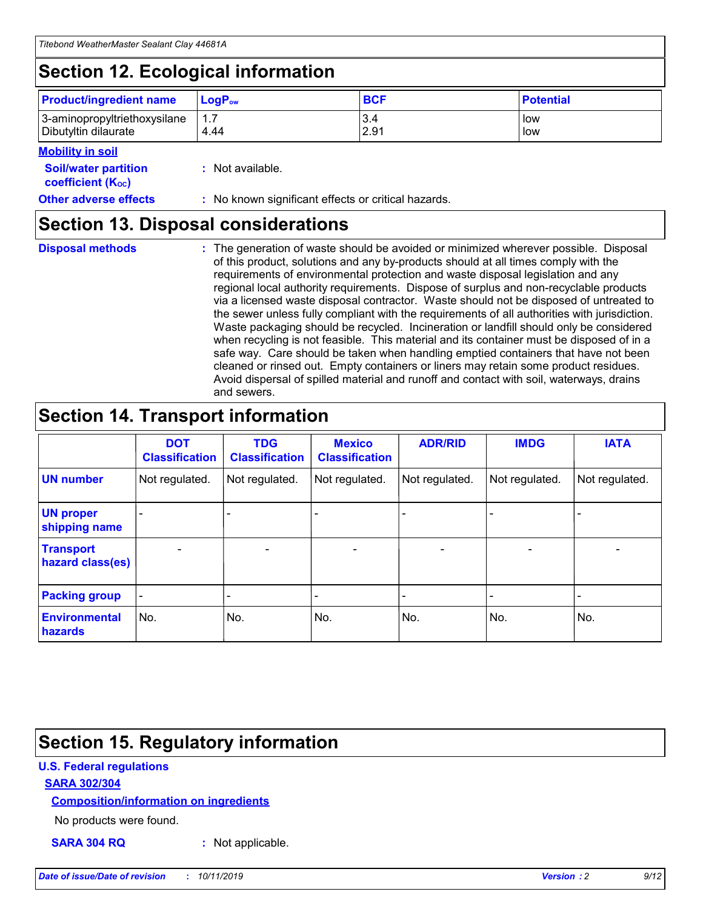## Section 12. Ecological information

| Product/ingredient name | $LogP_{ow}$ | BCF | Potential |
|---|---|---|---|
| 3-aminopropyltriethoxysilane | 1.7 | 3.4 | low |
| Dibutyltin dilaurate | 4.44 | 2.91 | low |

**Mobility in soil**

**Soil/water partition coefficient ($K_{OC}$)** : Not available.

**Other adverse effects** : No known significant effects or critical hazards.

## Section 13. Disposal considerations

**Disposal methods** : The generation of waste should be avoided or minimized wherever possible. Disposal of this product, solutions and any by-products should at all times comply with the requirements of environmental protection and waste disposal legislation and any regional local authority requirements. Dispose of surplus and non-recyclable products via a licensed waste disposal contractor. Waste should not be disposed of untreated to the sewer unless fully compliant with the requirements of all authorities with jurisdiction. Waste packaging should be recycled. Incineration or landfill should only be considered when recycling is not feasible. This material and its container must be disposed of in a safe way. Care should be taken when handling emptied containers that have not been cleaned or rinsed out. Empty containers or liners may retain some product residues. Avoid dispersal of spilled material and runoff and contact with soil, waterways, drains and sewers.

## Section 14. Transport information

| | DOT Classification | TDG Classification | Mexico Classification | ADR/RID | IMDG | IATA |
|---|---|---|---|---|---|---|
| UN number | Not regulated. | Not regulated. | Not regulated. | Not regulated. | Not regulated. | Not regulated. |
| UN proper shipping name | - | - | - | - | - | - |
| Transport hazard class(es) | - | - | - | - | - | - |
| Packing group | - | - | - | - | - | - |
| Environmental hazards | No. | No. | No. | No. | No. | No. |

## Section 15. Regulatory information

**U.S. Federal regulations**

**SARA 302/304**

**Composition/information on ingredients**

No products were found.

**SARA 304 RQ** : Not applicable.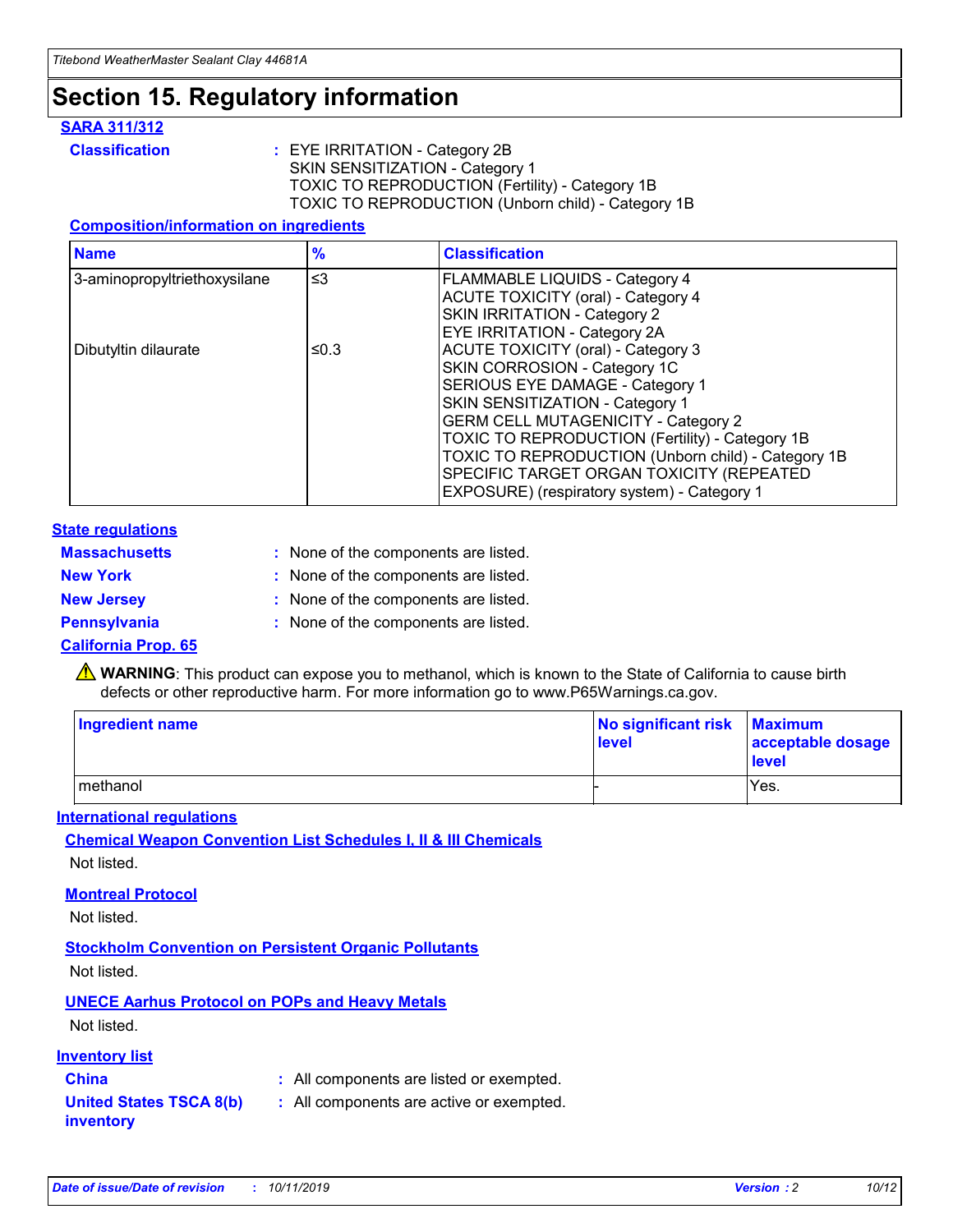# Section 15. Regulatory information

## SARA 311/312

**Classification** : EYE IRRITATION - Category 2B
SKIN SENSITIZATION - Category 1
TOXIC TO REPRODUCTION (Fertility) - Category 1B
TOXIC TO REPRODUCTION (Unborn child) - Category 1B

### Composition/information on ingredients

| Name | % | Classification |
| --- | --- | --- |
| 3-aminopropyltriethoxysilane | ≤3 | FLAMMABLE LIQUIDS - Category 4<br>ACUTE TOXICITY (oral) - Category 4<br>SKIN IRRITATION - Category 2<br>EYE IRRITATION - Category 2A |
| Dibutyltin dilaurate | ≤0.3 | ACUTE TOXICITY (oral) - Category 3<br>SKIN CORROSION - Category 1C<br>SERIOUS EYE DAMAGE - Category 1<br>SKIN SENSITIZATION - Category 1<br>GERM CELL MUTAGENICITY - Category 2<br>TOXIC TO REPRODUCTION (Fertility) - Category 1B<br>TOXIC TO REPRODUCTION (Unborn child) - Category 1B<br>SPECIFIC TARGET ORGAN TOXICITY (REPEATED EXPOSURE) (respiratory system) - Category 1 |

## State regulations

**Massachusetts** : None of the components are listed.
**New York** : None of the components are listed.
**New Jersey** : None of the components are listed.
**Pennsylvania** : None of the components are listed.

### California Prop. 65

⚠ **WARNING**: This product can expose you to methanol, which is known to the State of California to cause birth defects or other reproductive harm. For more information go to www.P65Warnings.ca.gov.

| Ingredient name | No significant risk level | Maximum acceptable dosage level |
| --- | --- | --- |
| methanol | - | Yes. |

## International regulations

### Chemical Weapon Convention List Schedules I, II & III Chemicals

Not listed.

### Montreal Protocol

Not listed.

### Stockholm Convention on Persistent Organic Pollutants

Not listed.

### UNECE Aarhus Protocol on POPs and Heavy Metals

Not listed.

## Inventory list

**China** : All components are listed or exempted.
**United States TSCA 8(b) inventory** : All components are active or exempted.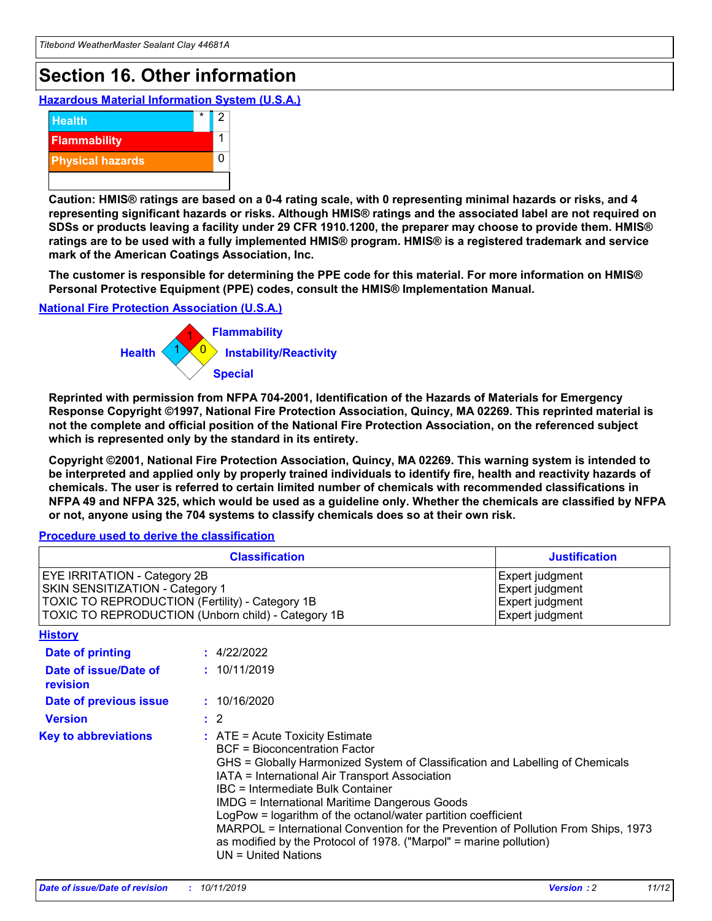# Section 16. Other information

## Hazardous Material Information System (U.S.A.)

| | | |
|---|---|---|
| Health | * | 2 |
| Flammability | | 1 |
| Physical hazards | | 0 |
| | | |

**Caution: HMIS® ratings are based on a 0-4 rating scale, with 0 representing minimal hazards or risks, and 4 representing significant hazards or risks. Although HMIS® ratings and the associated label are not required on SDSs or products leaving a facility under 29 CFR 1910.1200, the preparer may choose to provide them. HMIS® ratings are to be used with a fully implemented HMIS® program. HMIS® is a registered trademark and service mark of the American Coatings Association, Inc.**

**The customer is responsible for determining the PPE code for this material. For more information on HMIS® Personal Protective Equipment (PPE) codes, consult the HMIS® Implementation Manual.**

## National Fire Protection Association (U.S.A.)

Flammability: 1

Health: 1

Instability/Reactivity: 0

Special:

**Reprinted with permission from NFPA 704-2001, Identification of the Hazards of Materials for Emergency Response Copyright ©1997, National Fire Protection Association, Quincy, MA 02269. This reprinted material is not the complete and official position of the National Fire Protection Association, on the referenced subject which is represented only by the standard in its entirety.**

**Copyright ©2001, National Fire Protection Association, Quincy, MA 02269. This warning system is intended to be interpreted and applied only by properly trained individuals to identify fire, health and reactivity hazards of chemicals. The user is referred to certain limited number of chemicals with recommended classifications in NFPA 49 and NFPA 325, which would be used as a guideline only. Whether the chemicals are classified by NFPA or not, anyone using the 704 systems to classify chemicals does so at their own risk.**

## Procedure used to derive the classification

| Classification | Justification |
|---|---|
| EYE IRRITATION - Category 2B | Expert judgment |
| SKIN SENSITIZATION - Category 1 | Expert judgment |
| TOXIC TO REPRODUCTION (Fertility) - Category 1B | Expert judgment |
| TOXIC TO REPRODUCTION (Unborn child) - Category 1B | Expert judgment |

## History

**Date of printing** : 4/22/2022

**Date of issue/Date of revision** : 10/11/2019

**Date of previous issue** : 10/16/2020

**Version** : 2

**Key to abbreviations** :
ATE = Acute Toxicity Estimate
BCF = Bioconcentration Factor
GHS = Globally Harmonized System of Classification and Labelling of Chemicals
IATA = International Air Transport Association
IBC = Intermediate Bulk Container
IMDG = International Maritime Dangerous Goods
LogPow = logarithm of the octanol/water partition coefficient
MARPOL = International Convention for the Prevention of Pollution From Ships, 1973 as modified by the Protocol of 1978. ("Marpol" = marine pollution)
UN = United Nations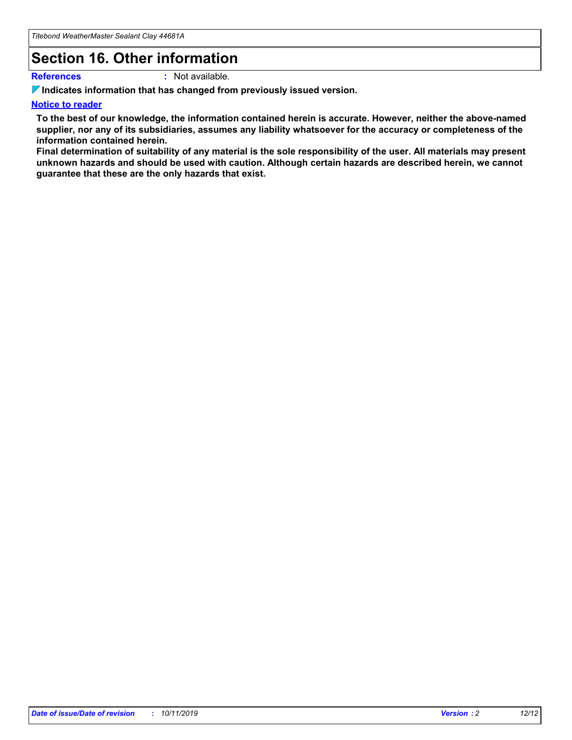## Section 16. Other information

**References** : Not available.

**Indicates information that has changed from previously issued version.**

**Notice to reader**

**To the best of our knowledge, the information contained herein is accurate. However, neither the above-named supplier, nor any of its subsidiaries, assumes any liability whatsoever for the accuracy or completeness of the information contained herein.**

**Final determination of suitability of any material is the sole responsibility of the user. All materials may present unknown hazards and should be used with caution. Although certain hazards are described herein, we cannot guarantee that these are the only hazards that exist.**